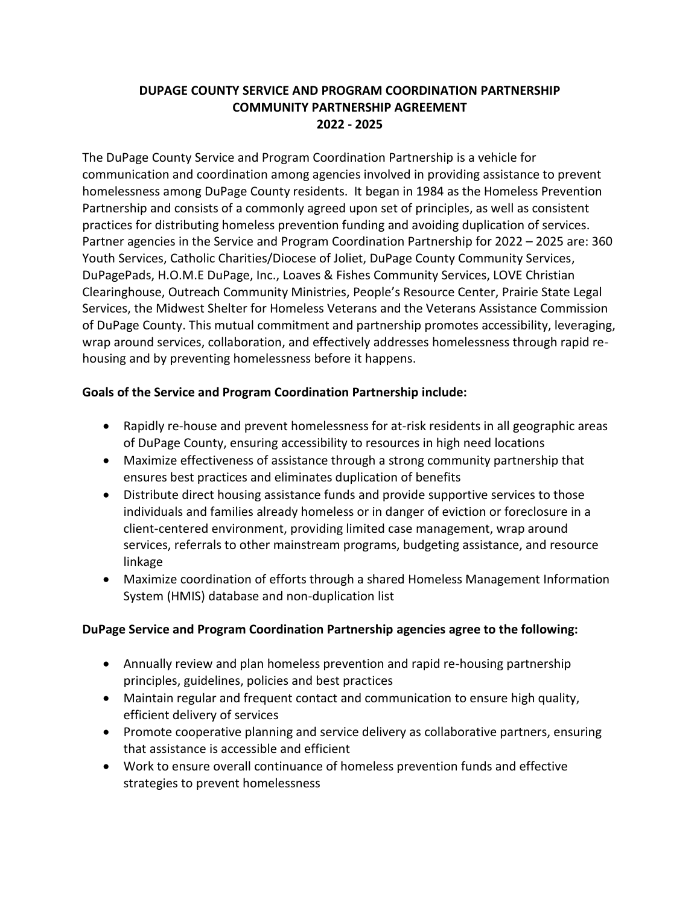# DUPAGE COUNTY SERVICE AND PROGRAM COORDINATION PARTNERSHIP
# COMMUNITY PARTNERSHIP AGREEMENT
# 2022 - 2025

The DuPage County Service and Program Coordination Partnership is a vehicle for communication and coordination among agencies involved in providing assistance to prevent homelessness among DuPage County residents. It began in 1984 as the Homeless Prevention Partnership and consists of a commonly agreed upon set of principles, as well as consistent practices for distributing homeless prevention funding and avoiding duplication of services. Partner agencies in the Service and Program Coordination Partnership for 2022 – 2025 are: 360 Youth Services, Catholic Charities/Diocese of Joliet, DuPage County Community Services, DuPagePads, H.O.M.E DuPage, Inc., Loaves & Fishes Community Services, LOVE Christian Clearinghouse, Outreach Community Ministries, People's Resource Center, Prairie State Legal Services, the Midwest Shelter for Homeless Veterans and the Veterans Assistance Commission of DuPage County. This mutual commitment and partnership promotes accessibility, leveraging, wrap around services, collaboration, and effectively addresses homelessness through rapid re-housing and by preventing homelessness before it happens.

**Goals of the Service and Program Coordination Partnership include:**

- Rapidly re-house and prevent homelessness for at-risk residents in all geographic areas of DuPage County, ensuring accessibility to resources in high need locations
- Maximize effectiveness of assistance through a strong community partnership that ensures best practices and eliminates duplication of benefits
- Distribute direct housing assistance funds and provide supportive services to those individuals and families already homeless or in danger of eviction or foreclosure in a client-centered environment, providing limited case management, wrap around services, referrals to other mainstream programs, budgeting assistance, and resource linkage
- Maximize coordination of efforts through a shared Homeless Management Information System (HMIS) database and non-duplication list

**DuPage Service and Program Coordination Partnership agencies agree to the following:**

- Annually review and plan homeless prevention and rapid re-housing partnership principles, guidelines, policies and best practices
- Maintain regular and frequent contact and communication to ensure high quality, efficient delivery of services
- Promote cooperative planning and service delivery as collaborative partners, ensuring that assistance is accessible and efficient
- Work to ensure overall continuance of homeless prevention funds and effective strategies to prevent homelessness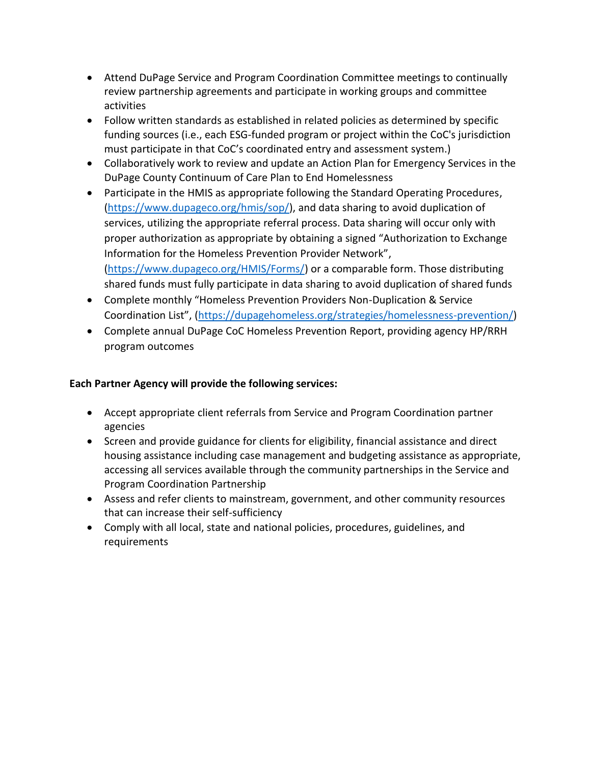- Attend DuPage Service and Program Coordination Committee meetings to continually review partnership agreements and participate in working groups and committee activities
- Follow written standards as established in related policies as determined by specific funding sources (i.e., each ESG-funded program or project within the CoC's jurisdiction must participate in that CoC's coordinated entry and assessment system.)
- Collaboratively work to review and update an Action Plan for Emergency Services in the DuPage County Continuum of Care Plan to End Homelessness
- Participate in the HMIS as appropriate following the Standard Operating Procedures, (https://www.dupageco.org/hmis/sop/), and data sharing to avoid duplication of services, utilizing the appropriate referral process. Data sharing will occur only with proper authorization as appropriate by obtaining a signed "Authorization to Exchange Information for the Homeless Prevention Provider Network", (https://www.dupageco.org/HMIS/Forms/) or a comparable form. Those distributing shared funds must fully participate in data sharing to avoid duplication of shared funds
- Complete monthly "Homeless Prevention Providers Non-Duplication & Service Coordination List", (https://dupagehomeless.org/strategies/homelessness-prevention/)
- Complete annual DuPage CoC Homeless Prevention Report, providing agency HP/RRH program outcomes

**Each Partner Agency will provide the following services:**

- Accept appropriate client referrals from Service and Program Coordination partner agencies
- Screen and provide guidance for clients for eligibility, financial assistance and direct housing assistance including case management and budgeting assistance as appropriate, accessing all services available through the community partnerships in the Service and Program Coordination Partnership
- Assess and refer clients to mainstream, government, and other community resources that can increase their self-sufficiency
- Comply with all local, state and national policies, procedures, guidelines, and requirements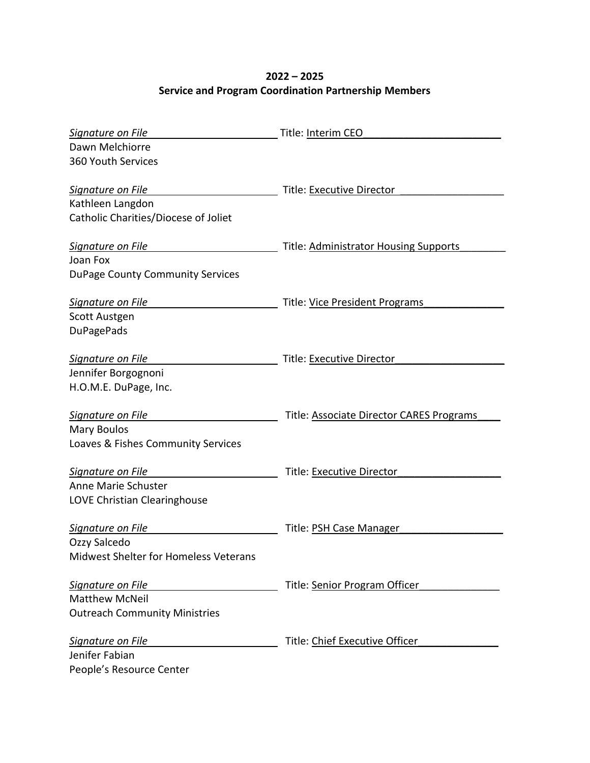**2022 – 2025**
**Service and Program Coordination Partnership Members**

*Signature on File* Title: Interim CEO
Dawn Melchiorre
360 Youth Services

*Signature on File* Title: Executive Director
Kathleen Langdon
Catholic Charities/Diocese of Joliet

*Signature on File* Title: Administrator Housing Supports
Joan Fox
DuPage County Community Services

*Signature on File* Title: Vice President Programs
Scott Austgen
DuPagePads

*Signature on File* Title: Executive Director
Jennifer Borgognoni
H.O.M.E. DuPage, Inc.

*Signature on File* Title: Associate Director CARES Programs
Mary Boulos
Loaves & Fishes Community Services

*Signature on File* Title: Executive Director
Anne Marie Schuster
LOVE Christian Clearinghouse

*Signature on File* Title: PSH Case Manager
Ozzy Salcedo
Midwest Shelter for Homeless Veterans

*Signature on File* Title: Senior Program Officer
Matthew McNeil
Outreach Community Ministries

*Signature on File* Title: Chief Executive Officer
Jenifer Fabian
People's Resource Center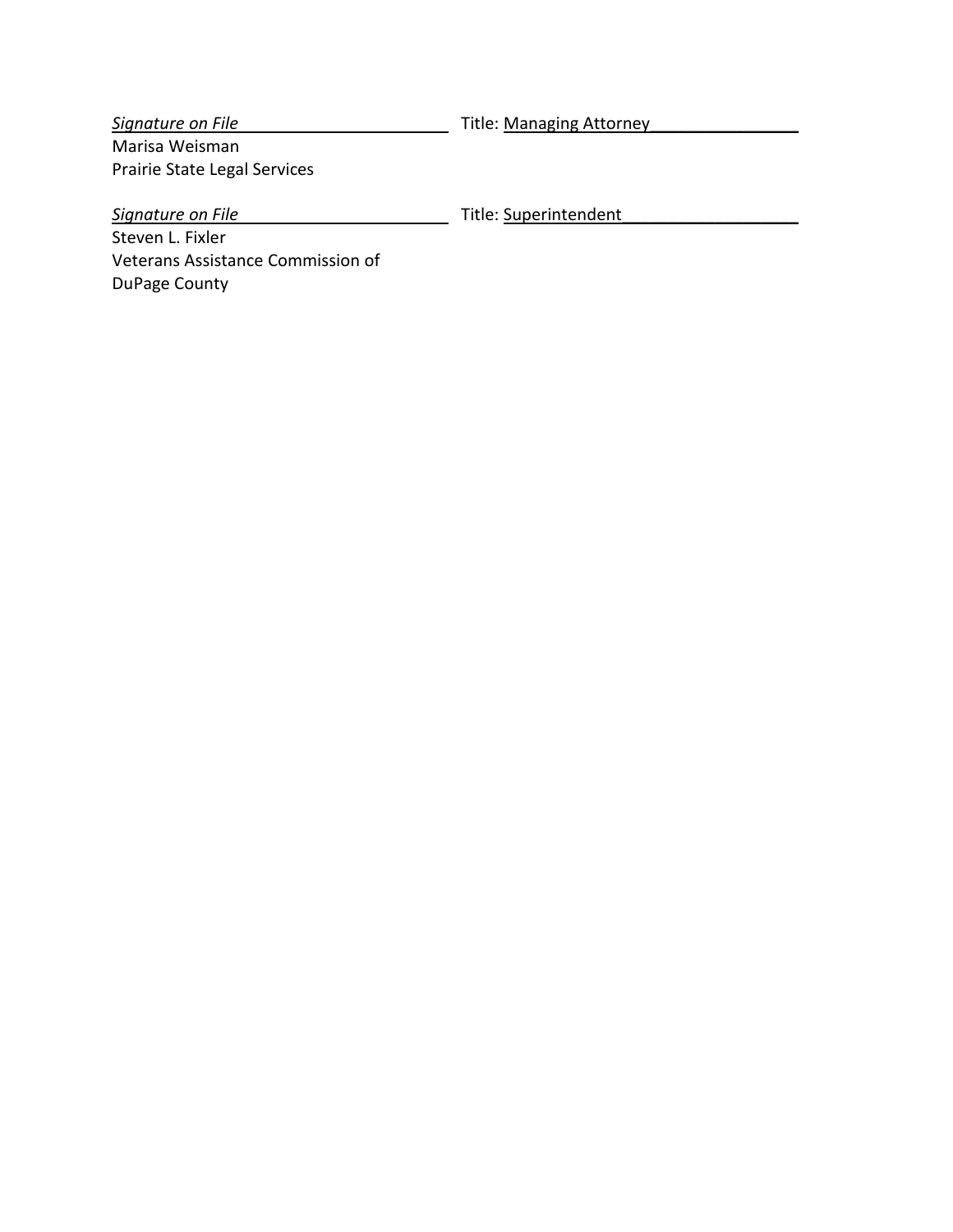*Signature on File*  Title: Managing Attorney

Marisa Weisman
Prairie State Legal Services

*Signature on File*  Title: Superintendent

Steven L. Fixler
Veterans Assistance Commission of
DuPage County